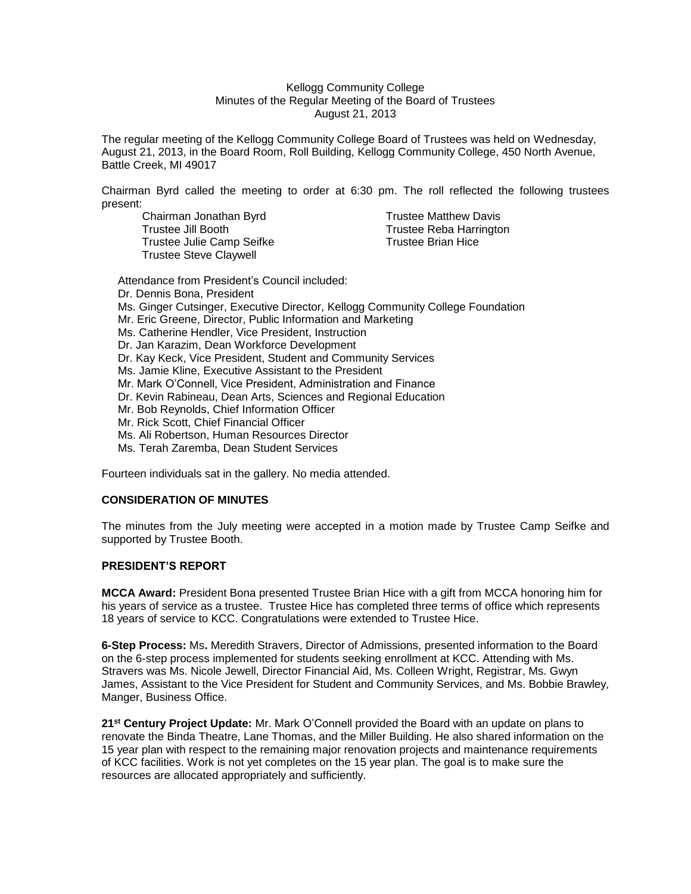Kellogg Community College
Minutes of the Regular Meeting of the Board of Trustees
August 21, 2013

The regular meeting of the Kellogg Community College Board of Trustees was held on Wednesday, August 21, 2013, in the Board Room, Roll Building, Kellogg Community College, 450 North Avenue, Battle Creek, MI 49017

Chairman Byrd called the meeting to order at 6:30 pm. The roll reflected the following trustees present:

Chairman Jonathan Byrd
Trustee Jill Booth
Trustee Julie Camp Seifke
Trustee Steve Claywell
Trustee Matthew Davis
Trustee Reba Harrington
Trustee Brian Hice

Attendance from President's Council included:
Dr. Dennis Bona, President
Ms. Ginger Cutsinger, Executive Director, Kellogg Community College Foundation
Mr. Eric Greene, Director, Public Information and Marketing
Ms. Catherine Hendler, Vice President, Instruction
Dr. Jan Karazim, Dean Workforce Development
Dr. Kay Keck, Vice President, Student and Community Services
Ms. Jamie Kline, Executive Assistant to the President
Mr. Mark O'Connell, Vice President, Administration and Finance
Dr. Kevin Rabineau, Dean Arts, Sciences and Regional Education
Mr. Bob Reynolds, Chief Information Officer
Mr. Rick Scott, Chief Financial Officer
Ms. Ali Robertson, Human Resources Director
Ms. Terah Zaremba, Dean Student Services

Fourteen individuals sat in the gallery. No media attended.

**CONSIDERATION OF MINUTES**

The minutes from the July meeting were accepted in a motion made by Trustee Camp Seifke and supported by Trustee Booth.

**PRESIDENT'S REPORT**

**MCCA Award:** President Bona presented Trustee Brian Hice with a gift from MCCA honoring him for his years of service as a trustee. Trustee Hice has completed three terms of office which represents 18 years of service to KCC. Congratulations were extended to Trustee Hice.

**6-Step Process:** Ms. Meredith Stravers, Director of Admissions, presented information to the Board on the 6-step process implemented for students seeking enrollment at KCC. Attending with Ms. Stravers was Ms. Nicole Jewell, Director Financial Aid, Ms. Colleen Wright, Registrar, Ms. Gwyn James, Assistant to the Vice President for Student and Community Services, and Ms. Bobbie Brawley, Manger, Business Office.

**21st Century Project Update:** Mr. Mark O'Connell provided the Board with an update on plans to renovate the Binda Theatre, Lane Thomas, and the Miller Building. He also shared information on the 15 year plan with respect to the remaining major renovation projects and maintenance requirements of KCC facilities. Work is not yet completes on the 15 year plan. The goal is to make sure the resources are allocated appropriately and sufficiently.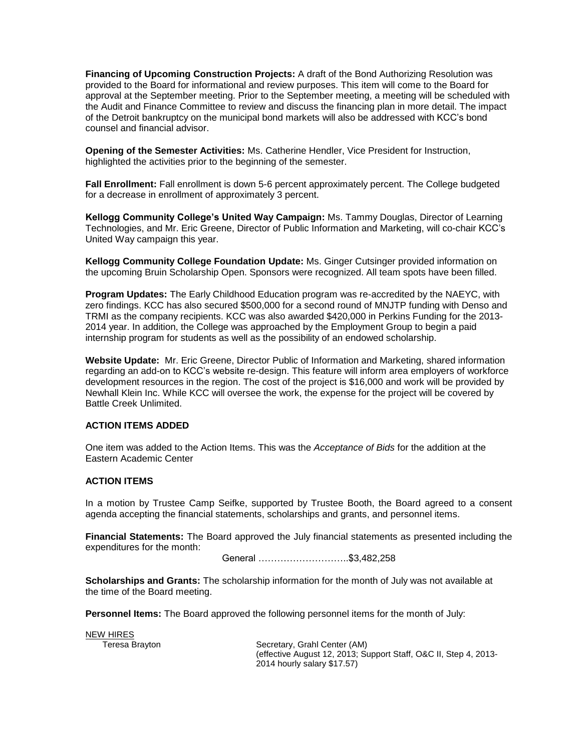**Financing of Upcoming Construction Projects:** A draft of the Bond Authorizing Resolution was provided to the Board for informational and review purposes. This item will come to the Board for approval at the September meeting. Prior to the September meeting, a meeting will be scheduled with the Audit and Finance Committee to review and discuss the financing plan in more detail. The impact of the Detroit bankruptcy on the municipal bond markets will also be addressed with KCC's bond counsel and financial advisor.

**Opening of the Semester Activities:** Ms. Catherine Hendler, Vice President for Instruction, highlighted the activities prior to the beginning of the semester.

**Fall Enrollment:** Fall enrollment is down 5-6 percent approximately percent. The College budgeted for a decrease in enrollment of approximately 3 percent.

**Kellogg Community College's United Way Campaign:** Ms. Tammy Douglas, Director of Learning Technologies, and Mr. Eric Greene, Director of Public Information and Marketing, will co-chair KCC's United Way campaign this year.

**Kellogg Community College Foundation Update:** Ms. Ginger Cutsinger provided information on the upcoming Bruin Scholarship Open. Sponsors were recognized. All team spots have been filled.

**Program Updates:** The Early Childhood Education program was re-accredited by the NAEYC, with zero findings. KCC has also secured $500,000 for a second round of MNJTP funding with Denso and TRMI as the company recipients. KCC was also awarded $420,000 in Perkins Funding for the 2013-2014 year. In addition, the College was approached by the Employment Group to begin a paid internship program for students as well as the possibility of an endowed scholarship.

**Website Update:** Mr. Eric Greene, Director Public of Information and Marketing, shared information regarding an add-on to KCC's website re-design. This feature will inform area employers of workforce development resources in the region. The cost of the project is $16,000 and work will be provided by Newhall Klein Inc. While KCC will oversee the work, the expense for the project will be covered by Battle Creek Unlimited.

**ACTION ITEMS ADDED**

One item was added to the Action Items. This was the *Acceptance of Bids* for the addition at the Eastern Academic Center

**ACTION ITEMS**

In a motion by Trustee Camp Seifke, supported by Trustee Booth, the Board agreed to a consent agenda accepting the financial statements, scholarships and grants, and personnel items.

**Financial Statements:** The Board approved the July financial statements as presented including the expenditures for the month:

General ………………………..$3,482,258

**Scholarships and Grants:** The scholarship information for the month of July was not available at the time of the Board meeting.

**Personnel Items:** The Board approved the following personnel items for the month of July:

NEW HIRES

| | |
|---|---|
| Teresa Brayton | Secretary, Grahl Center (AM) (effective August 12, 2013; Support Staff, O&C II, Step 4, 2013-2014 hourly salary $17.57) |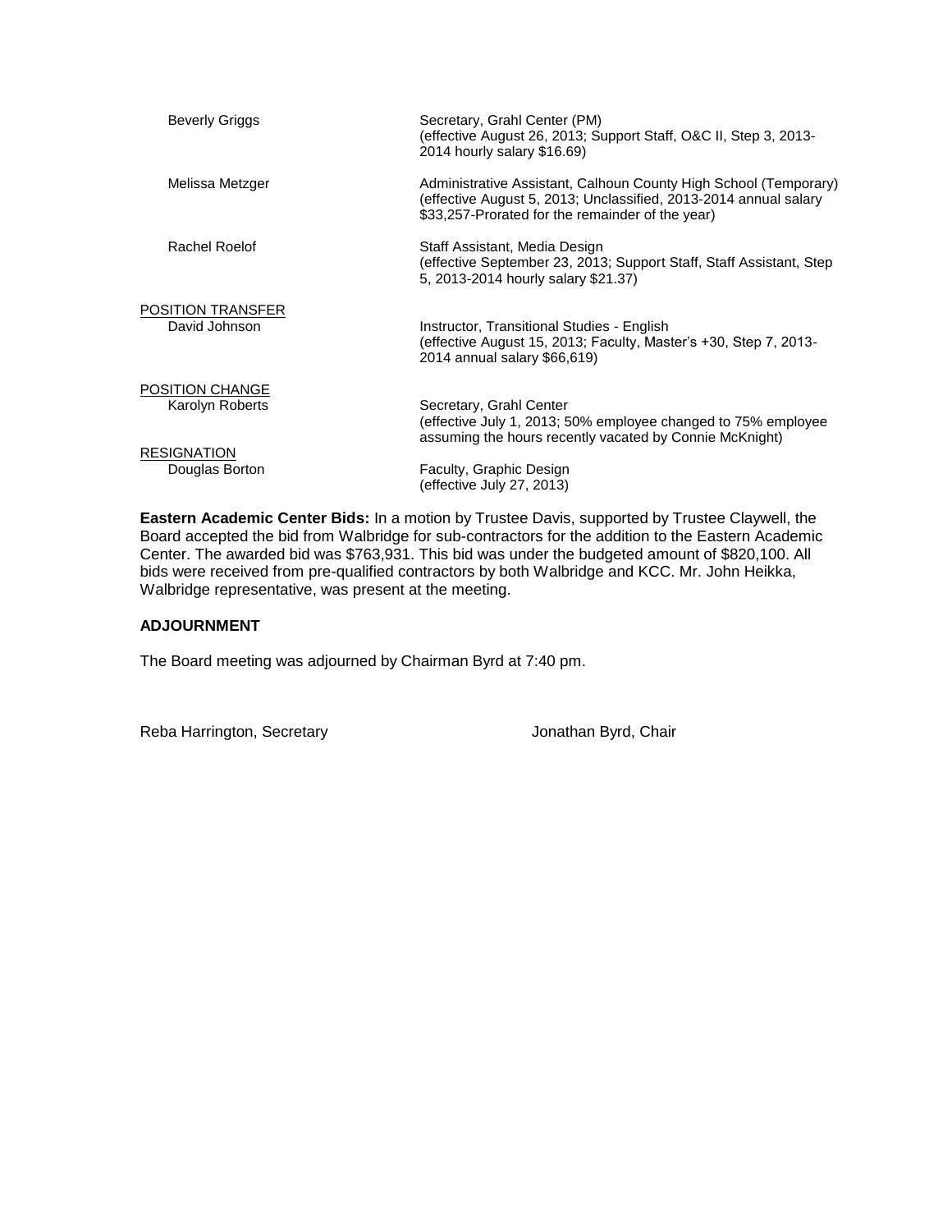| | |
|---|---|
| Beverly Griggs | Secretary, Grahl Center (PM) (effective August 26, 2013; Support Staff, O&C II, Step 3, 2013-2014 hourly salary $16.69) |
| Melissa Metzger | Administrative Assistant, Calhoun County High School (Temporary) (effective August 5, 2013; Unclassified, 2013-2014 annual salary $33,257-Prorated for the remainder of the year) |
| Rachel Roelof | Staff Assistant, Media Design (effective September 23, 2013; Support Staff, Staff Assistant, Step 5, 2013-2014 hourly salary $21.37) |
| <u>POSITION TRANSFER</u> | |
| David Johnson | Instructor, Transitional Studies - English (effective August 15, 2013; Faculty, Master's +30, Step 7, 2013-2014 annual salary $66,619) |
| <u>POSITION CHANGE</u> | |
| Karolyn Roberts | Secretary, Grahl Center (effective July 1, 2013; 50% employee changed to 75% employee assuming the hours recently vacated by Connie McKnight) |
| <u>RESIGNATION</u> | |
| Douglas Borton | Faculty, Graphic Design (effective July 27, 2013) |

**Eastern Academic Center Bids:** In a motion by Trustee Davis, supported by Trustee Claywell, the Board accepted the bid from Walbridge for sub-contractors for the addition to the Eastern Academic Center. The awarded bid was $763,931. This bid was under the budgeted amount of $820,100. All bids were received from pre-qualified contractors by both Walbridge and KCC. Mr. John Heikka, Walbridge representative, was present at the meeting.

**ADJOURNMENT**

The Board meeting was adjourned by Chairman Byrd at 7:40 pm.

Reba Harrington, Secretary

Jonathan Byrd, Chair